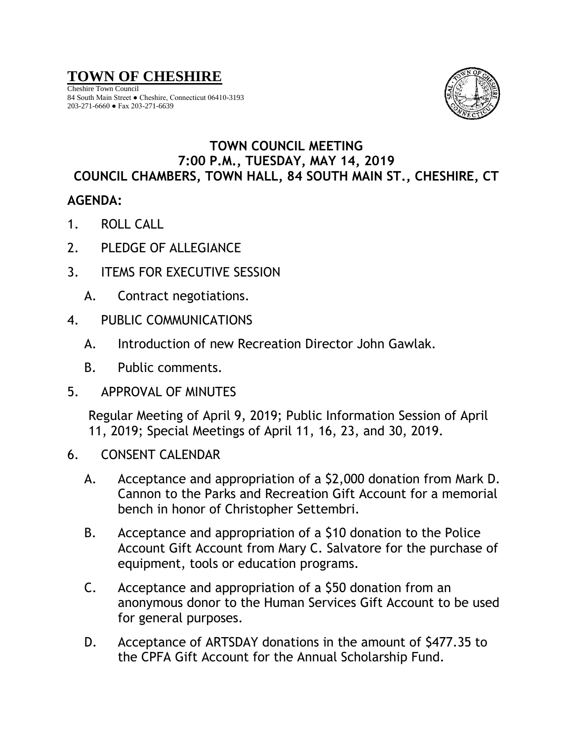# TOWN OF CHESHIRE

Cheshire Town Council
84 South Main Street ● Cheshire, Connecticut 06410-3193
203-271-6660 ● Fax 203-271-6639

## TOWN COUNCIL MEETING
## 7:00 P.M., TUESDAY, MAY 14, 2019
## COUNCIL CHAMBERS, TOWN HALL, 84 SOUTH MAIN ST., CHESHIRE, CT

**AGENDA:**

1. ROLL CALL

2. PLEDGE OF ALLEGIANCE

3. ITEMS FOR EXECUTIVE SESSION

   A. Contract negotiations.

4. PUBLIC COMMUNICATIONS

   A. Introduction of new Recreation Director John Gawlak.

   B. Public comments.

5. APPROVAL OF MINUTES

   Regular Meeting of April 9, 2019; Public Information Session of April 11, 2019; Special Meetings of April 11, 16, 23, and 30, 2019.

6. CONSENT CALENDAR

   A. Acceptance and appropriation of a $2,000 donation from Mark D. Cannon to the Parks and Recreation Gift Account for a memorial bench in honor of Christopher Settembri.

   B. Acceptance and appropriation of a $10 donation to the Police Account Gift Account from Mary C. Salvatore for the purchase of equipment, tools or education programs.

   C. Acceptance and appropriation of a $50 donation from an anonymous donor to the Human Services Gift Account to be used for general purposes.

   D. Acceptance of ARTSDAY donations in the amount of $477.35 to the CPFA Gift Account for the Annual Scholarship Fund.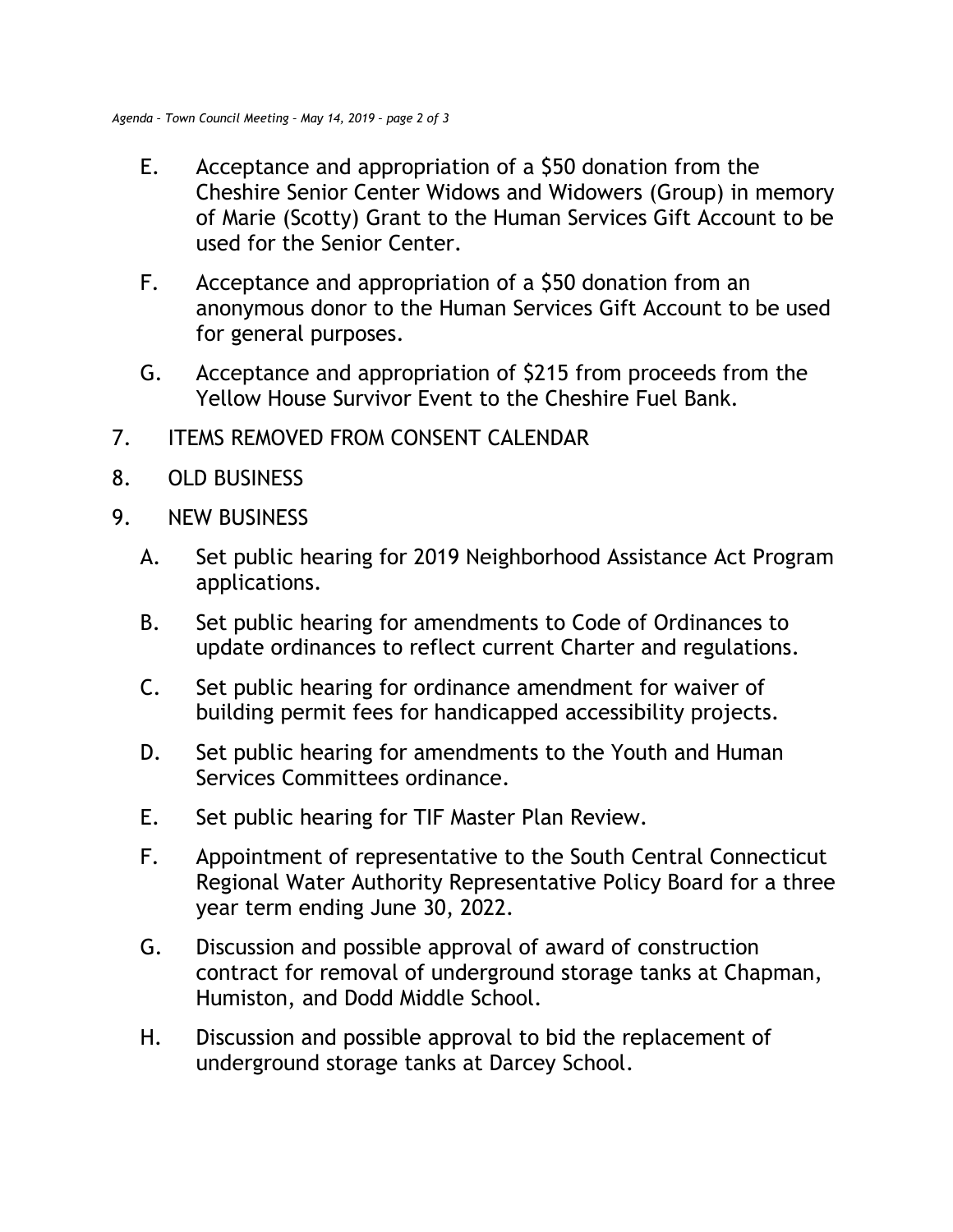E. Acceptance and appropriation of a $50 donation from the Cheshire Senior Center Widows and Widowers (Group) in memory of Marie (Scotty) Grant to the Human Services Gift Account to be used for the Senior Center.

F. Acceptance and appropriation of a $50 donation from an anonymous donor to the Human Services Gift Account to be used for general purposes.

G. Acceptance and appropriation of $215 from proceeds from the Yellow House Survivor Event to the Cheshire Fuel Bank.

7. ITEMS REMOVED FROM CONSENT CALENDAR

8. OLD BUSINESS

9. NEW BUSINESS

   A. Set public hearing for 2019 Neighborhood Assistance Act Program applications.

   B. Set public hearing for amendments to Code of Ordinances to update ordinances to reflect current Charter and regulations.

   C. Set public hearing for ordinance amendment for waiver of building permit fees for handicapped accessibility projects.

   D. Set public hearing for amendments to the Youth and Human Services Committees ordinance.

   E. Set public hearing for TIF Master Plan Review.

   F. Appointment of representative to the South Central Connecticut Regional Water Authority Representative Policy Board for a three year term ending June 30, 2022.

   G. Discussion and possible approval of award of construction contract for removal of underground storage tanks at Chapman, Humiston, and Dodd Middle School.

   H. Discussion and possible approval to bid the replacement of underground storage tanks at Darcey School.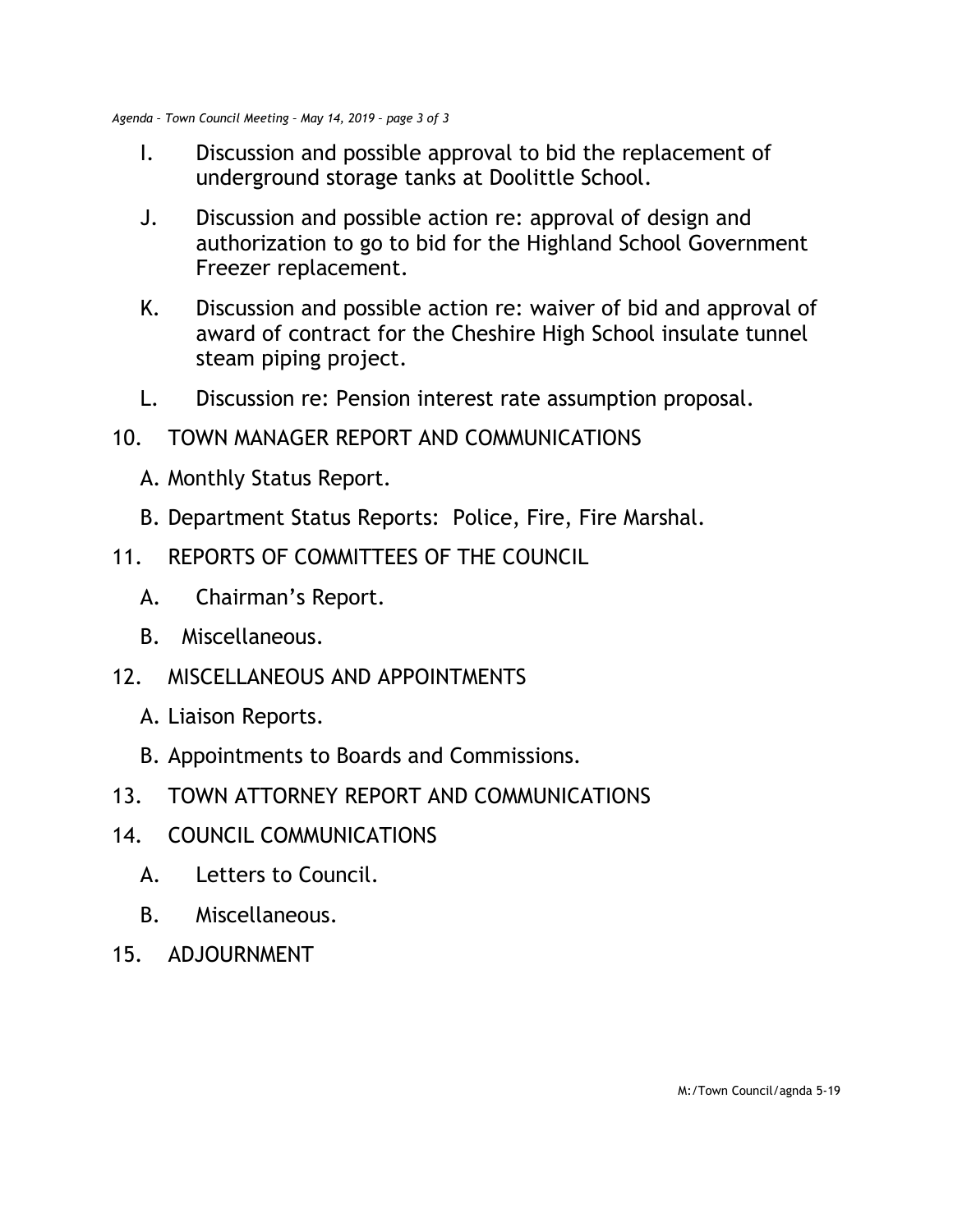I. Discussion and possible approval to bid the replacement of underground storage tanks at Doolittle School.

J. Discussion and possible action re: approval of design and authorization to go to bid for the Highland School Government Freezer replacement.

K. Discussion and possible action re: waiver of bid and approval of award of contract for the Cheshire High School insulate tunnel steam piping project.

L. Discussion re: Pension interest rate assumption proposal.

10. TOWN MANAGER REPORT AND COMMUNICATIONS

   A. Monthly Status Report.

   B. Department Status Reports: Police, Fire, Fire Marshal.

11. REPORTS OF COMMITTEES OF THE COUNCIL

   A. Chairman's Report.

   B. Miscellaneous.

12. MISCELLANEOUS AND APPOINTMENTS

   A. Liaison Reports.

   B. Appointments to Boards and Commissions.

13. TOWN ATTORNEY REPORT AND COMMUNICATIONS

14. COUNCIL COMMUNICATIONS

   A. Letters to Council.

   B. Miscellaneous.

15. ADJOURNMENT

M:/Town Council/agnda 5-19